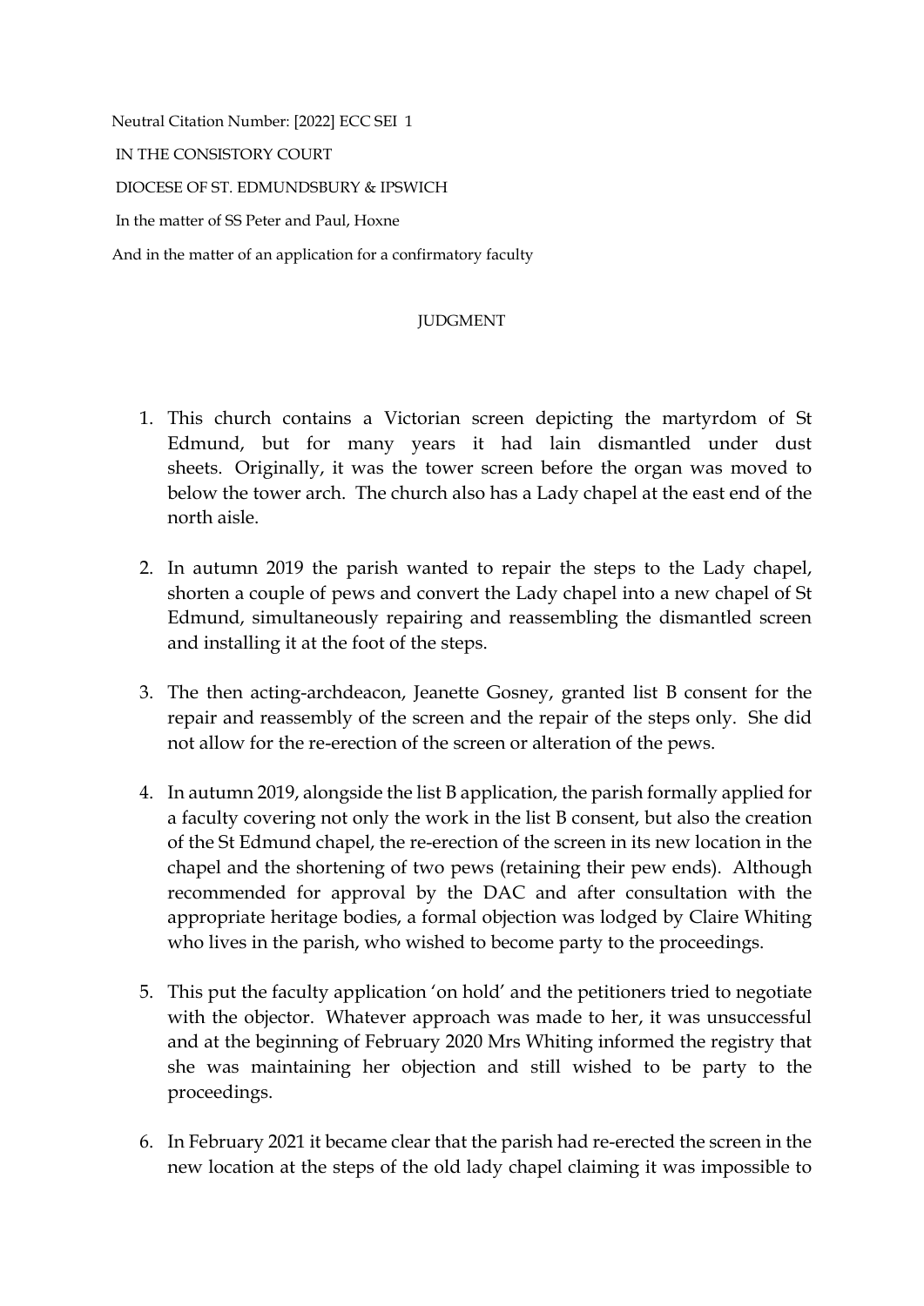Neutral Citation Number: [2022] ECC SEI 1

IN THE CONSISTORY COURT

DIOCESE OF ST. EDMUNDSBURY & IPSWICH

In the matter of SS Peter and Paul, Hoxne

And in the matter of an application for a confirmatory faculty

JUDGMENT

1. This church contains a Victorian screen depicting the martyrdom of St Edmund, but for many years it had lain dismantled under dust sheets. Originally, it was the tower screen before the organ was moved to below the tower arch. The church also has a Lady chapel at the east end of the north aisle.

2. In autumn 2019 the parish wanted to repair the steps to the Lady chapel, shorten a couple of pews and convert the Lady chapel into a new chapel of St Edmund, simultaneously repairing and reassembling the dismantled screen and installing it at the foot of the steps.

3. The then acting-archdeacon, Jeanette Gosney, granted list B consent for the repair and reassembly of the screen and the repair of the steps only. She did not allow for the re-erection of the screen or alteration of the pews.

4. In autumn 2019, alongside the list B application, the parish formally applied for a faculty covering not only the work in the list B consent, but also the creation of the St Edmund chapel, the re-erection of the screen in its new location in the chapel and the shortening of two pews (retaining their pew ends). Although recommended for approval by the DAC and after consultation with the appropriate heritage bodies, a formal objection was lodged by Claire Whiting who lives in the parish, who wished to become party to the proceedings.

5. This put the faculty application 'on hold' and the petitioners tried to negotiate with the objector. Whatever approach was made to her, it was unsuccessful and at the beginning of February 2020 Mrs Whiting informed the registry that she was maintaining her objection and still wished to be party to the proceedings.

6. In February 2021 it became clear that the parish had re-erected the screen in the new location at the steps of the old lady chapel claiming it was impossible to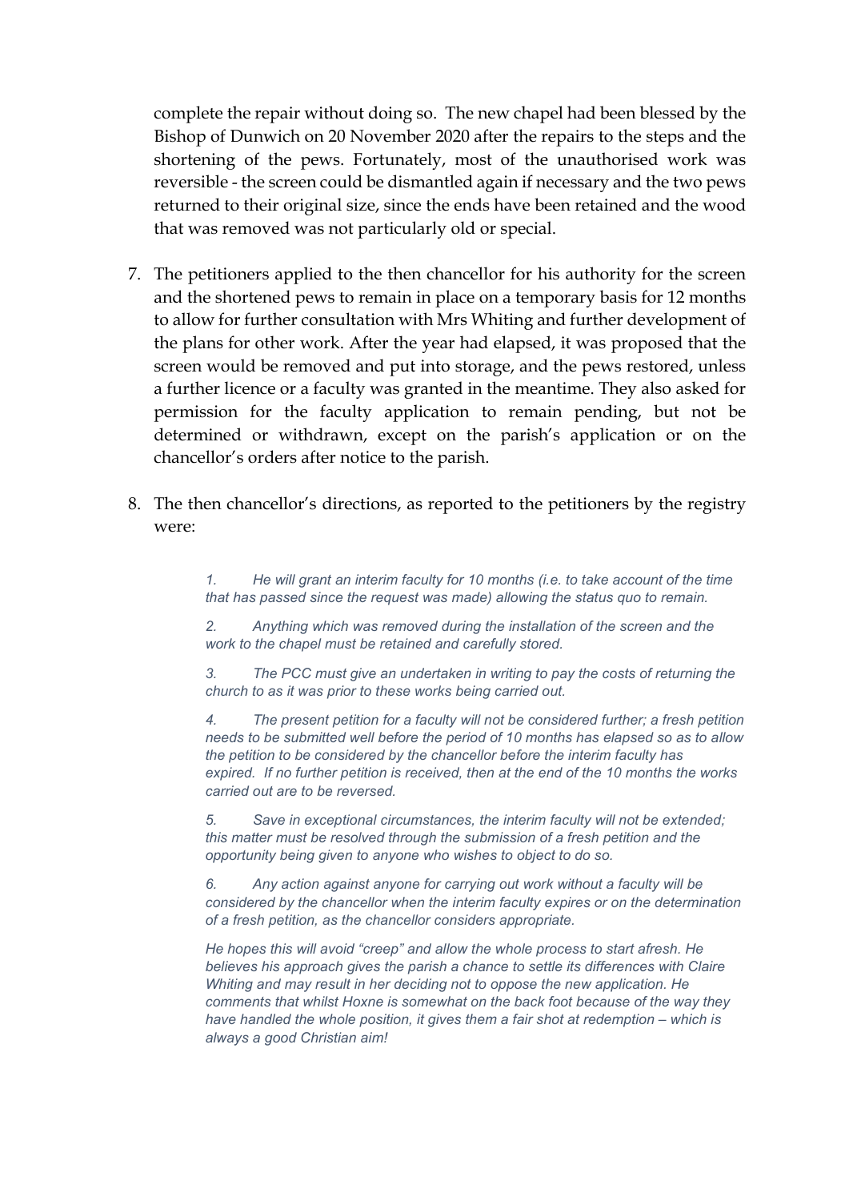complete the repair without doing so. The new chapel had been blessed by the Bishop of Dunwich on 20 November 2020 after the repairs to the steps and the shortening of the pews. Fortunately, most of the unauthorised work was reversible - the screen could be dismantled again if necessary and the two pews returned to their original size, since the ends have been retained and the wood that was removed was not particularly old or special.

7. The petitioners applied to the then chancellor for his authority for the screen and the shortened pews to remain in place on a temporary basis for 12 months to allow for further consultation with Mrs Whiting and further development of the plans for other work. After the year had elapsed, it was proposed that the screen would be removed and put into storage, and the pews restored, unless a further licence or a faculty was granted in the meantime. They also asked for permission for the faculty application to remain pending, but not be determined or withdrawn, except on the parish's application or on the chancellor's orders after notice to the parish.

8. The then chancellor's directions, as reported to the petitioners by the registry were:

> *1. He will grant an interim faculty for 10 months (i.e. to take account of the time that has passed since the request was made) allowing the status quo to remain.*
>
> *2. Anything which was removed during the installation of the screen and the work to the chapel must be retained and carefully stored.*
>
> *3. The PCC must give an undertaken in writing to pay the costs of returning the church to as it was prior to these works being carried out.*
>
> *4. The present petition for a faculty will not be considered further; a fresh petition needs to be submitted well before the period of 10 months has elapsed so as to allow the petition to be considered by the chancellor before the interim faculty has expired. If no further petition is received, then at the end of the 10 months the works carried out are to be reversed.*
>
> *5. Save in exceptional circumstances, the interim faculty will not be extended; this matter must be resolved through the submission of a fresh petition and the opportunity being given to anyone who wishes to object to do so.*
>
> *6. Any action against anyone for carrying out work without a faculty will be considered by the chancellor when the interim faculty expires or on the determination of a fresh petition, as the chancellor considers appropriate.*
>
> *He hopes this will avoid "creep" and allow the whole process to start afresh. He believes his approach gives the parish a chance to settle its differences with Claire Whiting and may result in her deciding not to oppose the new application. He comments that whilst Hoxne is somewhat on the back foot because of the way they have handled the whole position, it gives them a fair shot at redemption – which is always a good Christian aim!*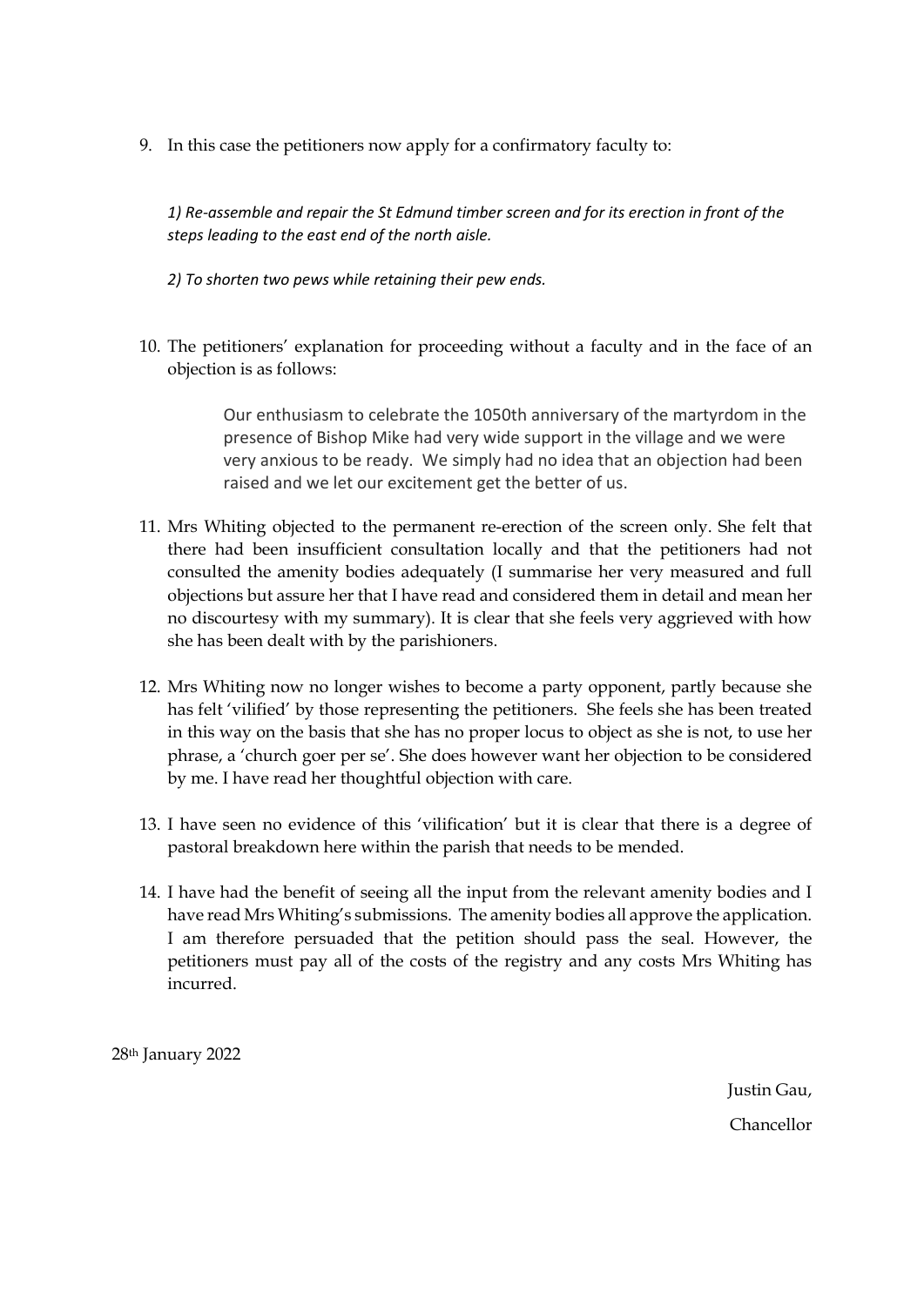9. In this case the petitioners now apply for a confirmatory faculty to:

   *1) Re-assemble and repair the St Edmund timber screen and for its erection in front of the steps leading to the east end of the north aisle.*

   *2) To shorten two pews while retaining their pew ends.*

10. The petitioners' explanation for proceeding without a faculty and in the face of an objection is as follows:

    > Our enthusiasm to celebrate the 1050th anniversary of the martyrdom in the presence of Bishop Mike had very wide support in the village and we were very anxious to be ready. We simply had no idea that an objection had been raised and we let our excitement get the better of us.

11. Mrs Whiting objected to the permanent re-erection of the screen only. She felt that there had been insufficient consultation locally and that the petitioners had not consulted the amenity bodies adequately (I summarise her very measured and full objections but assure her that I have read and considered them in detail and mean her no discourtesy with my summary). It is clear that she feels very aggrieved with how she has been dealt with by the parishioners.

12. Mrs Whiting now no longer wishes to become a party opponent, partly because she has felt 'vilified' by those representing the petitioners. She feels she has been treated in this way on the basis that she has no proper locus to object as she is not, to use her phrase, a 'church goer per se'. She does however want her objection to be considered by me. I have read her thoughtful objection with care.

13. I have seen no evidence of this 'vilification' but it is clear that there is a degree of pastoral breakdown here within the parish that needs to be mended.

14. I have had the benefit of seeing all the input from the relevant amenity bodies and I have read Mrs Whiting's submissions. The amenity bodies all approve the application. I am therefore persuaded that the petition should pass the seal. However, the petitioners must pay all of the costs of the registry and any costs Mrs Whiting has incurred.

28th January 2022

Justin Gau,

Chancellor